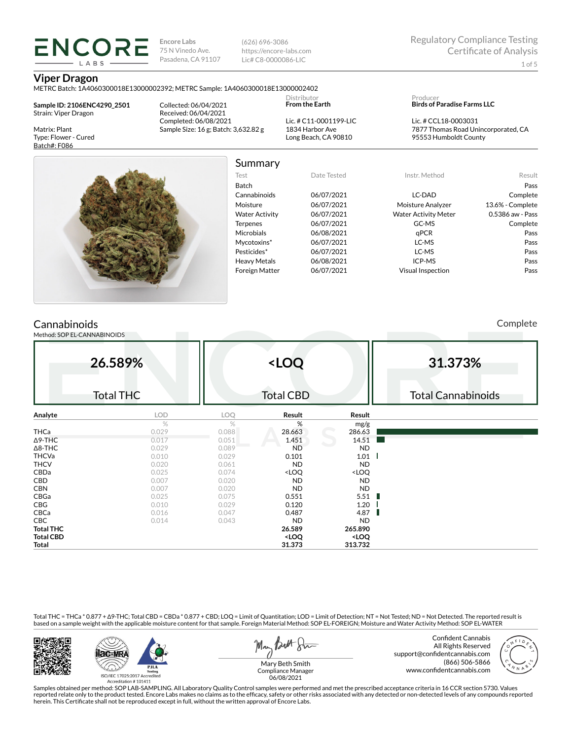# ENCORE LABS

Encore Labs
75 N Vinedo Ave.
Pasadena, CA 91107

(626) 696-3086
https://encore-labs.com
Lic# C8-0000086-LIC

Regulatory Compliance Testing
Certificate of Analysis

## Viper Dragon

METRC Batch: 1A4060300018E13000002392; METRC Sample: 1A4060300018E13000002402

**Sample ID: 2106ENC4290_2501**
Strain: Viper Dragon

Matrix: Plant
Type: Flower - Cured
Batch#: F086

Collected: 06/04/2021
Received: 06/04/2021
Completed: 06/08/2021
Sample Size: 16 g; Batch: 3,632.82 g

Distributor
**From the Earth**

Lic. # C11-0001199-LIC
1834 Harbor Ave
Long Beach, CA 90810

Producer
**Birds of Paradise Farms LLC**

Lic. # CCL18-0003031
7877 Thomas Road Unincorporated, CA
95553 Humboldt County

## Summary

| Test | Date Tested | Instr. Method | Result |
|---|---|---|---|
| Batch | | | Pass |
| Cannabinoids | 06/07/2021 | LC-DAD | Complete |
| Moisture | 06/07/2021 | Moisture Analyzer | 13.6% - Complete |
| Water Activity | 06/07/2021 | Water Activity Meter | 0.5386 aw - Pass |
| Terpenes | 06/07/2021 | GC-MS | Complete |
| Microbials | 06/08/2021 | qPCR | Pass |
| Mycotoxins* | 06/07/2021 | LC-MS | Pass |
| Pesticides* | 06/07/2021 | LC-MS | Pass |
| Heavy Metals | 06/08/2021 | ICP-MS | Pass |
| Foreign Matter | 06/07/2021 | Visual Inspection | Pass |

## Cannabinoids

Complete

Method: SOP EL-CANNABINOIDS

| 26.589% | <LOQ | 31.373% |
|---|---|---|
| Total THC | Total CBD | Total Cannabinoids |

| Analyte | LOD | LOQ | Result | Result |
|---|---|---|---|---|
| | % | % | % | mg/g |
| THCa | 0.029 | 0.088 | 28.663 | 286.63 |
| Δ9-THC | 0.017 | 0.051 | 1.451 | 14.51 |
| Δ8-THC | 0.029 | 0.089 | ND | ND |
| THCVa | 0.010 | 0.029 | 0.101 | 1.01 |
| THCV | 0.020 | 0.061 | ND | ND |
| CBDa | 0.025 | 0.074 | <LOQ | <LOQ |
| CBD | 0.007 | 0.020 | ND | ND |
| CBN | 0.007 | 0.020 | ND | ND |
| CBGa | 0.025 | 0.075 | 0.551 | 5.51 |
| CBG | 0.010 | 0.029 | 0.120 | 1.20 |
| CBCa | 0.016 | 0.047 | 0.487 | 4.87 |
| CBC | 0.014 | 0.043 | ND | ND |
| **Total THC** | | | **26.589** | **265.890** |
| **Total CBD** | | | **<LOQ** | **<LOQ** |
| **Total** | | | **31.373** | **313.732** |

Total THC = THCa * 0.877 + Δ9-THC; Total CBD = CBDa * 0.877 + CBD; LOQ = Limit of Quantitation; LOD = Limit of Detection; NT = Not Tested; ND = Not Detected. The reported result is based on a sample weight with the applicable moisture content for that sample. Foreign Material Method: SOP EL-FOREIGN; Moisture and Water Activity Method: SOP EL-WATER

ISO/IEC 17025:2017 Accredited
Accreditation # 101411

Mary Beth Smith
Compliance Manager
06/08/2021

Confident Cannabis
All Rights Reserved
support@confidentcannabis.com
(866) 506-5866
www.confidentcannabis.com

Samples obtained per method: SOP LAB-SAMPLING. All Laboratory Quality Control samples were performed and met the prescribed acceptance criteria in 16 CCR section 5730. Values reported relate only to the product tested. Encore Labs makes no claims as to the efficacy, safety or other risks associated with any detected or non-detected levels of any compounds reported herein. This Certificate shall not be reproduced except in full, without the written approval of Encore Labs.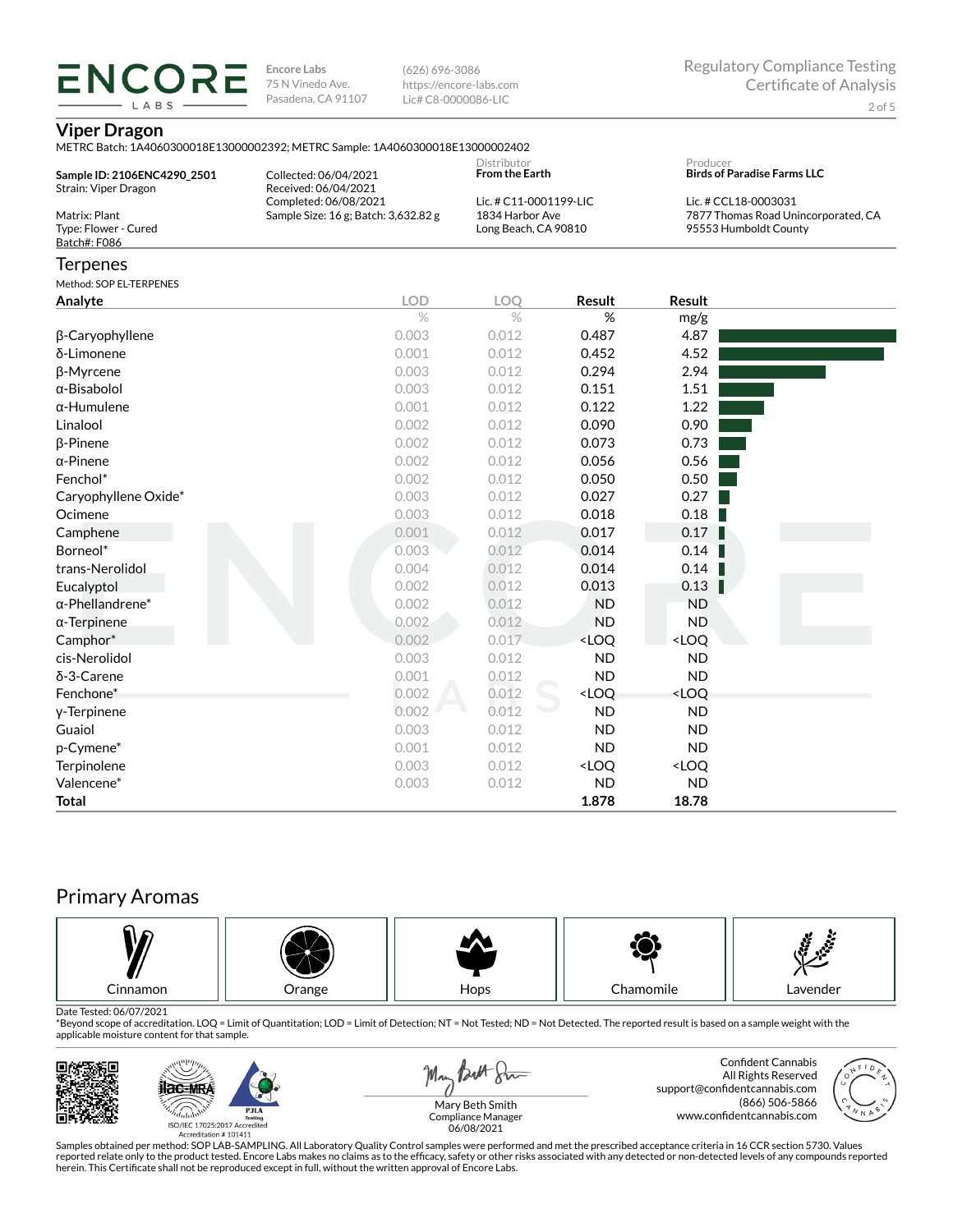**ENCORE LABS**

Encore Labs
75 N Vinedo Ave.
Pasadena, CA 91107

(626) 696-3086
https://encore-labs.com
Lic# C8-0000086-LIC

Regulatory Compliance Testing
Certificate of Analysis

## Viper Dragon

METRC Batch: 1A4060300018E13000002392; METRC Sample: 1A4060300018E13000002402

**Sample ID: 2106ENC4290_2501**
Strain: Viper Dragon

Matrix: Plant
Type: Flower - Cured
Batch#: F086

Collected: 06/04/2021
Received: 06/04/2021
Completed: 06/08/2021
Sample Size: 16 g; Batch: 3,632.82 g

Distributor
**From the Earth**

Lic. # C11-0001199-LIC
1834 Harbor Ave
Long Beach, CA 90810

Producer
**Birds of Paradise Farms LLC**

Lic. # CCL18-0003031
7877 Thomas Road Unincorporated, CA
95553 Humboldt County

## Terpenes

Method: SOP EL-TERPENES

| Analyte | LOD | LOQ | Result | Result |
|---|---|---|---|---|
| | % | % | % | mg/g |
| β-Caryophyllene | 0.003 | 0.012 | 0.487 | 4.87 |
| δ-Limonene | 0.001 | 0.012 | 0.452 | 4.52 |
| β-Myrcene | 0.003 | 0.012 | 0.294 | 2.94 |
| α-Bisabolol | 0.003 | 0.012 | 0.151 | 1.51 |
| α-Humulene | 0.001 | 0.012 | 0.122 | 1.22 |
| Linalool | 0.002 | 0.012 | 0.090 | 0.90 |
| β-Pinene | 0.002 | 0.012 | 0.073 | 0.73 |
| α-Pinene | 0.002 | 0.012 | 0.056 | 0.56 |
| Fenchol* | 0.002 | 0.012 | 0.050 | 0.50 |
| Caryophyllene Oxide* | 0.003 | 0.012 | 0.027 | 0.27 |
| Ocimene | 0.003 | 0.012 | 0.018 | 0.18 |
| Camphene | 0.001 | 0.012 | 0.017 | 0.17 |
| Borneol* | 0.003 | 0.012 | 0.014 | 0.14 |
| trans-Nerolidol | 0.004 | 0.012 | 0.014 | 0.14 |
| Eucalyptol | 0.002 | 0.012 | 0.013 | 0.13 |
| α-Phellandrene* | 0.002 | 0.012 | ND | ND |
| α-Terpinene | 0.002 | 0.012 | ND | ND |
| Camphor* | 0.002 | 0.017 | <LOQ | <LOQ |
| cis-Nerolidol | 0.003 | 0.012 | ND | ND |
| δ-3-Carene | 0.001 | 0.012 | ND | ND |
| Fenchone* | 0.002 | 0.012 | <LOQ | <LOQ |
| γ-Terpinene | 0.002 | 0.012 | ND | ND |
| Guaiol | 0.003 | 0.012 | ND | ND |
| p-Cymene* | 0.001 | 0.012 | ND | ND |
| Terpinolene | 0.003 | 0.012 | <LOQ | <LOQ |
| Valencene* | 0.003 | 0.012 | ND | ND |
| **Total** | | | **1.878** | **18.78** |

## Primary Aromas

Cinnamon | Orange | Hops | Chamomile | Lavender

Date Tested: 06/07/2021
*Beyond scope of accreditation. LOQ = Limit of Quantitation; LOD = Limit of Detection; NT = Not Tested; ND = Not Detected. The reported result is based on a sample weight with the applicable moisture content for that sample.

ISO/IEC 17025:2017 Accredited
Accreditation # 101411

Mary Beth Smith
Compliance Manager
06/08/2021

Confident Cannabis
All Rights Reserved
support@confidentcannabis.com
(866) 506-5866
www.confidentcannabis.com

Samples obtained per method: SOP LAB-SAMPLING. All Laboratory Quality Control samples were performed and met the prescribed acceptance criteria in 16 CCR section 5730. Values reported relate only to the product tested. Encore Labs makes no claims as to the efficacy, safety or other risks associated with any detected or non-detected levels of any compounds reported herein. This Certificate shall not be reproduced except in full, without the written approval of Encore Labs.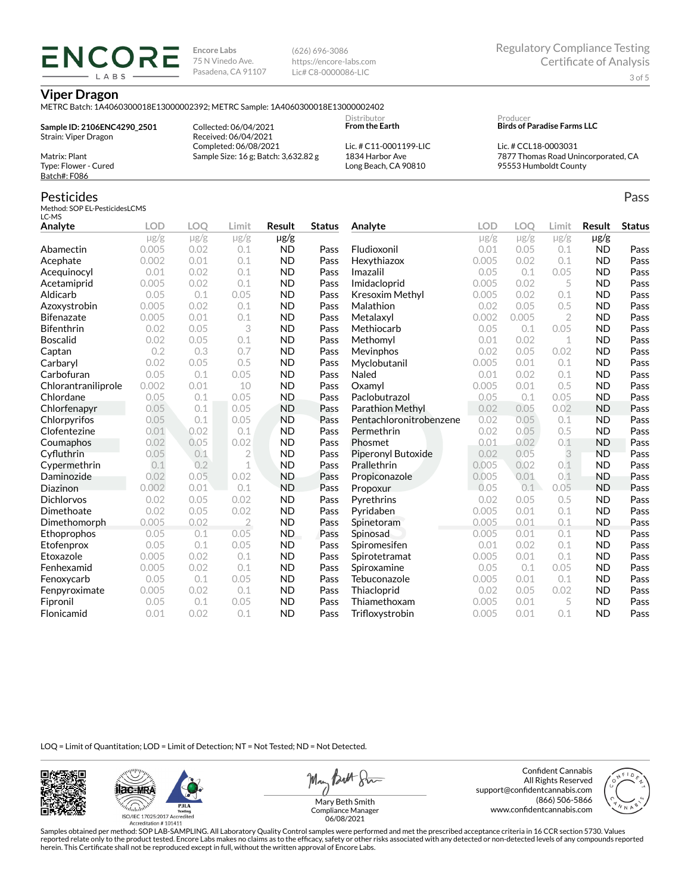# ENCORE LABS

Encore Labs
75 N Vinedo Ave.
Pasadena, CA 91107

(626) 696-3086
https://encore-labs.com
Lic# C8-0000086-LIC

Regulatory Compliance Testing
Certificate of Analysis

## Viper Dragon

METRC Batch: 1A4060300018E13000002392; METRC Sample: 1A4060300018E13000002402

**Sample ID: 2106ENC4290_2501**
Strain: Viper Dragon

Matrix: Plant
Type: Flower - Cured
Batch#: F086

Collected: 06/04/2021
Received: 06/04/2021
Completed: 06/08/2021
Sample Size: 16 g; Batch: 3,632.82 g

Distributor
**From the Earth**

Lic. # C11-0001199-LIC
1834 Harbor Ave
Long Beach, CA 90810

Producer
**Birds of Paradise Farms LLC**

Lic. # CCL18-0003031
7877 Thomas Road Unincorporated, CA
95553 Humboldt County

## Pesticides

Pass

Method: SOP EL-PesticidesLCMS
LC-MS

| Analyte | LOD | LOQ | Limit | Result | Status |
|---|---|---|---|---|---|
| | μg/g | μg/g | μg/g | μg/g | |
| Abamectin | 0.005 | 0.02 | 0.1 | ND | Pass |
| Acephate | 0.002 | 0.01 | 0.1 | ND | Pass |
| Acequinocyl | 0.01 | 0.02 | 0.1 | ND | Pass |
| Acetamiprid | 0.005 | 0.02 | 0.1 | ND | Pass |
| Aldicarb | 0.05 | 0.1 | 0.05 | ND | Pass |
| Azoxystrobin | 0.005 | 0.02 | 0.1 | ND | Pass |
| Bifenazate | 0.005 | 0.01 | 0.1 | ND | Pass |
| Bifenthrin | 0.02 | 0.05 | 3 | ND | Pass |
| Boscalid | 0.02 | 0.05 | 0.1 | ND | Pass |
| Captan | 0.2 | 0.3 | 0.7 | ND | Pass |
| Carbaryl | 0.02 | 0.05 | 0.5 | ND | Pass |
| Carbofuran | 0.05 | 0.1 | 0.05 | ND | Pass |
| Chlorantraniliprole | 0.002 | 0.01 | 10 | ND | Pass |
| Chlordane | 0.05 | 0.1 | 0.05 | ND | Pass |
| Chlorfenapyr | 0.05 | 0.1 | 0.05 | ND | Pass |
| Chlorpyrifos | 0.05 | 0.1 | 0.05 | ND | Pass |
| Clofentezine | 0.01 | 0.02 | 0.1 | ND | Pass |
| Coumaphos | 0.02 | 0.05 | 0.02 | ND | Pass |
| Cyfluthrin | 0.05 | 0.1 | 2 | ND | Pass |
| Cypermethrin | 0.1 | 0.2 | 1 | ND | Pass |
| Daminozide | 0.02 | 0.05 | 0.02 | ND | Pass |
| Diazinon | 0.002 | 0.01 | 0.1 | ND | Pass |
| Dichlorvos | 0.02 | 0.05 | 0.02 | ND | Pass |
| Dimethoate | 0.02 | 0.05 | 0.02 | ND | Pass |
| Dimethomorph | 0.005 | 0.02 | 2 | ND | Pass |
| Ethoprophos | 0.05 | 0.1 | 0.05 | ND | Pass |
| Etofenprox | 0.05 | 0.1 | 0.05 | ND | Pass |
| Etoxazole | 0.005 | 0.02 | 0.1 | ND | Pass |
| Fenhexamid | 0.005 | 0.02 | 0.1 | ND | Pass |
| Fenoxycarb | 0.05 | 0.1 | 0.05 | ND | Pass |
| Fenpyroximate | 0.005 | 0.02 | 0.1 | ND | Pass |
| Fipronil | 0.05 | 0.1 | 0.05 | ND | Pass |
| Flonicamid | 0.01 | 0.02 | 0.1 | ND | Pass |
| Fludioxonil | 0.01 | 0.05 | 0.1 | ND | Pass |
| Hexythiazox | 0.005 | 0.02 | 0.1 | ND | Pass |
| Imazalil | 0.05 | 0.1 | 0.05 | ND | Pass |
| Imidacloprid | 0.005 | 0.02 | 5 | ND | Pass |
| Kresoxim Methyl | 0.005 | 0.02 | 0.1 | ND | Pass |
| Malathion | 0.02 | 0.05 | 0.5 | ND | Pass |
| Metalaxyl | 0.002 | 0.005 | 2 | ND | Pass |
| Methiocarb | 0.05 | 0.1 | 0.05 | ND | Pass |
| Methomyl | 0.01 | 0.02 | 1 | ND | Pass |
| Mevinphos | 0.02 | 0.05 | 0.02 | ND | Pass |
| Myclobutanil | 0.005 | 0.01 | 0.1 | ND | Pass |
| Naled | 0.01 | 0.02 | 0.1 | ND | Pass |
| Oxamyl | 0.005 | 0.01 | 0.5 | ND | Pass |
| Paclobutrazol | 0.05 | 0.1 | 0.05 | ND | Pass |
| Parathion Methyl | 0.02 | 0.05 | 0.02 | ND | Pass |
| Pentachloronitrobenzene | 0.02 | 0.05 | 0.1 | ND | Pass |
| Permethrin | 0.02 | 0.05 | 0.5 | ND | Pass |
| Phosmet | 0.01 | 0.02 | 0.1 | ND | Pass |
| Piperonyl Butoxide | 0.02 | 0.05 | 3 | ND | Pass |
| Prallethrin | 0.005 | 0.02 | 0.1 | ND | Pass |
| Propiconazole | 0.005 | 0.01 | 0.1 | ND | Pass |
| Propoxur | 0.05 | 0.1 | 0.05 | ND | Pass |
| Pyrethrins | 0.02 | 0.05 | 0.5 | ND | Pass |
| Pyridaben | 0.005 | 0.01 | 0.1 | ND | Pass |
| Spinetoram | 0.005 | 0.01 | 0.1 | ND | Pass |
| Spinosad | 0.005 | 0.01 | 0.1 | ND | Pass |
| Spiromesifen | 0.01 | 0.02 | 0.1 | ND | Pass |
| Spirotetramat | 0.005 | 0.01 | 0.1 | ND | Pass |
| Spiroxamine | 0.05 | 0.1 | 0.05 | ND | Pass |
| Tebuconazole | 0.005 | 0.01 | 0.1 | ND | Pass |
| Thiacloprid | 0.02 | 0.05 | 0.02 | ND | Pass |
| Thiamethoxam | 0.005 | 0.01 | 5 | ND | Pass |
| Trifloxystrobin | 0.005 | 0.01 | 0.1 | ND | Pass |

LOQ = Limit of Quantitation; LOD = Limit of Detection; NT = Not Tested; ND = Not Detected.

ISO/IEC 17025:2017 Accredited
Accreditation # 101411

Mary Beth Smith
Compliance Manager
06/08/2021

Confident Cannabis
All Rights Reserved
support@confidentcannabis.com
(866) 506-5866
www.confidentcannabis.com

Samples obtained per method: SOP LAB-SAMPLING. All Laboratory Quality Control samples were performed and met the prescribed acceptance criteria in 16 CCR section 5730. Values reported relate only to the product tested. Encore Labs makes no claims as to the efficacy, safety or other risks associated with any detected or non-detected levels of any compounds reported herein. This Certificate shall not be reproduced except in full, without the written approval of Encore Labs.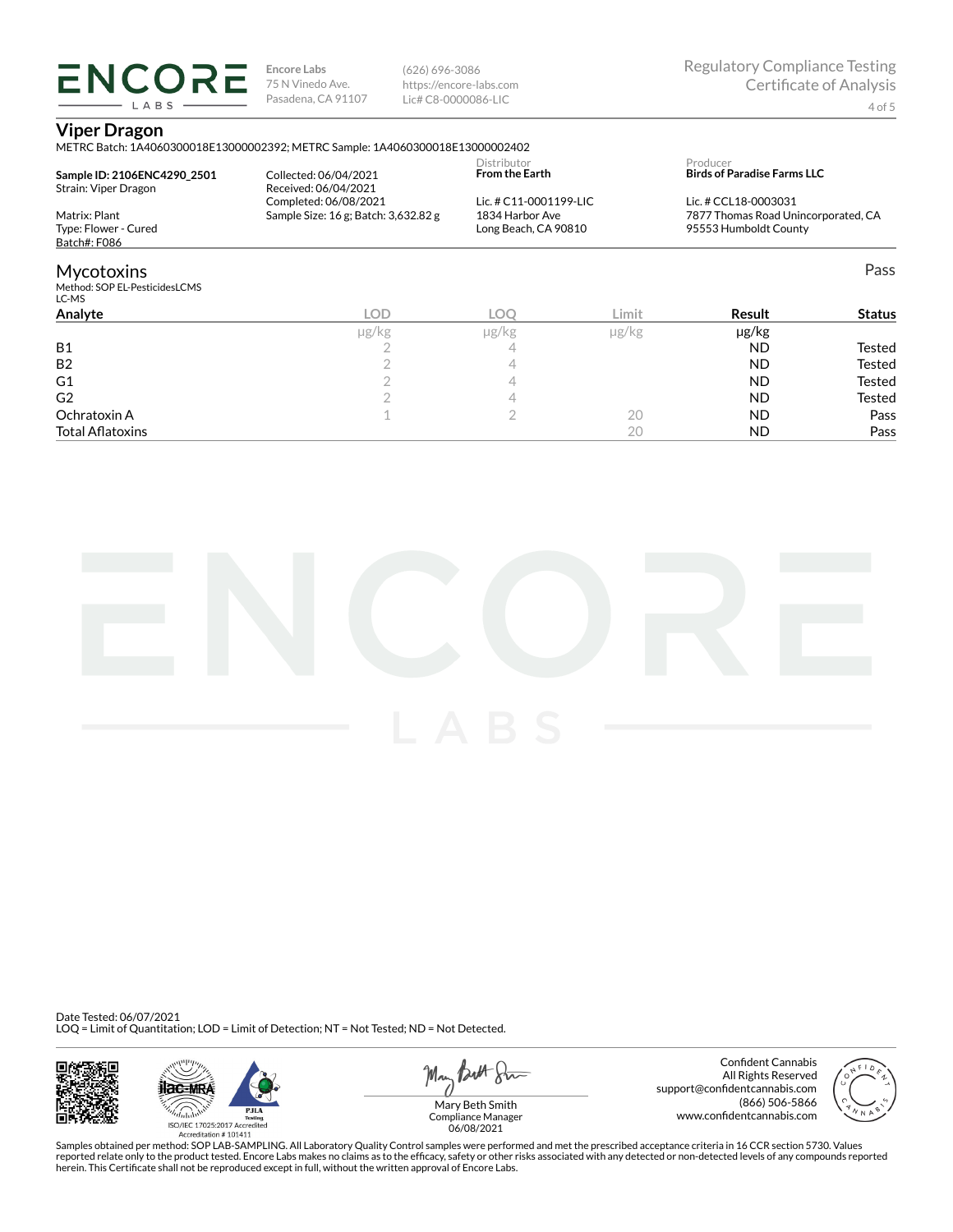**Encore Labs**
75 N Vinedo Ave.
Pasadena, CA 91107

(626) 696-3086
https://encore-labs.com
Lic# C8-0000086-LIC

Regulatory Compliance Testing
Certificate of Analysis

# Viper Dragon

METRC Batch: 1A4060300018E13000002392; METRC Sample: 1A4060300018E13000002402

**Sample ID: 2106ENC4290_2501**
Strain: Viper Dragon

Matrix: Plant
Type: Flower - Cured
Batch#: F086

Collected: 06/04/2021
Received: 06/04/2021
Completed: 06/08/2021
Sample Size: 16 g; Batch: 3,632.82 g

Distributor
**From the Earth**
Lic. # C11-0001199-LIC
1834 Harbor Ave
Long Beach, CA 90810

Producer
**Birds of Paradise Farms LLC**
Lic. # CCL18-0003031
7877 Thomas Road Unincorporated, CA
95553 Humboldt County

## Mycotoxins

Pass

Method: SOP EL-PesticidesLCMS
LC-MS

| Analyte | LOD | LOQ | Limit | Result | Status |
|---|---|---|---|---|---|
| | μg/kg | μg/kg | μg/kg | μg/kg | |
| B1 | 2 | 4 | | ND | Tested |
| B2 | 2 | 4 | | ND | Tested |
| G1 | 2 | 4 | | ND | Tested |
| G2 | 2 | 4 | | ND | Tested |
| Ochratoxin A | 1 | 2 | 20 | ND | Pass |
| Total Aflatoxins | | | 20 | ND | Pass |

Date Tested: 06/07/2021
LOQ = Limit of Quantitation; LOD = Limit of Detection; NT = Not Tested; ND = Not Detected.

ISO/IEC 17025:2017 Accredited
Accreditation # 101411

Mary Beth Smith
Compliance Manager
06/08/2021

Confident Cannabis
All Rights Reserved
support@confidentcannabis.com
(866) 506-5866
www.confidentcannabis.com

Samples obtained per method: SOP LAB-SAMPLING. All Laboratory Quality Control samples were performed and met the prescribed acceptance criteria in 16 CCR section 5730. Values reported relate only to the product tested. Encore Labs makes no claims as to the efficacy, safety or other risks associated with any detected or non-detected levels of any compounds reported herein. This Certificate shall not be reproduced except in full, without the written approval of Encore Labs.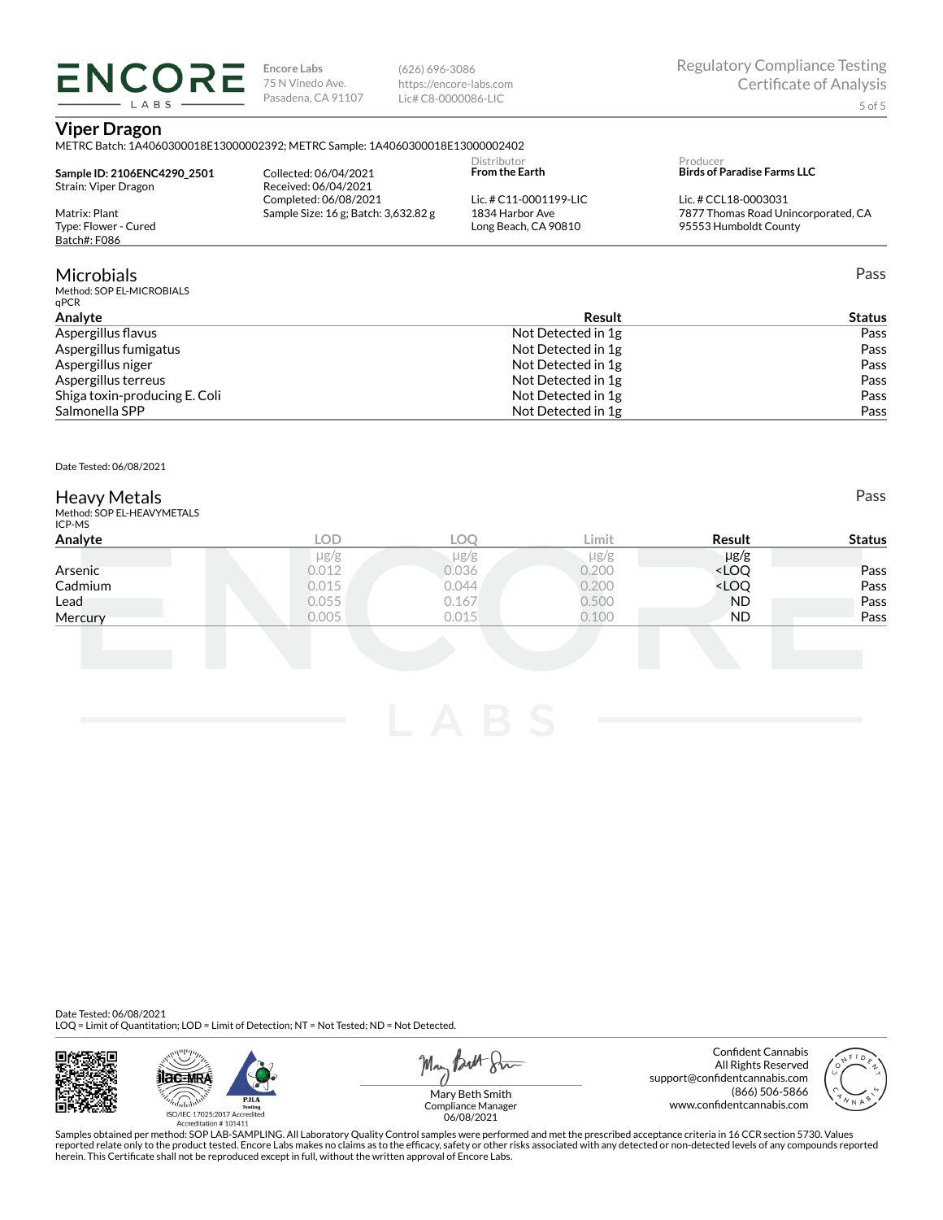ENCORE LABS

Encore Labs
75 N Vinedo Ave.
Pasadena, CA 91107

(626) 696-3086
https://encore-labs.com
Lic# C8-0000086-LIC

Regulatory Compliance Testing
Certificate of Analysis

## Viper Dragon

METRC Batch: 1A4060300018E13000002392; METRC Sample: 1A4060300018E13000002402

**Sample ID: 2106ENC4290_2501**
Strain: Viper Dragon

Matrix: Plant
Type: Flower - Cured
Batch#: F086

Collected: 06/04/2021
Received: 06/04/2021
Completed: 06/08/2021
Sample Size: 16 g; Batch: 3,632.82 g

Distributor
**From the Earth**

Lic. # C11-0001199-LIC
1834 Harbor Ave
Long Beach, CA 90810

Producer
**Birds of Paradise Farms LLC**

Lic. # CCL18-0003031
7877 Thomas Road Unincorporated, CA
95553 Humboldt County

## Microbials

Pass

Method: SOP EL-MICROBIALS
qPCR

| Analyte | Result | Status |
|---|---|---|
| Aspergillus flavus | Not Detected in 1g | Pass |
| Aspergillus fumigatus | Not Detected in 1g | Pass |
| Aspergillus niger | Not Detected in 1g | Pass |
| Aspergillus terreus | Not Detected in 1g | Pass |
| Shiga toxin-producing E. Coli | Not Detected in 1g | Pass |
| Salmonella SPP | Not Detected in 1g | Pass |

Date Tested: 06/08/2021

## Heavy Metals

Pass

Method: SOP EL-HEAVYMETALS
ICP-MS

| Analyte | LOD | LOQ | Limit | Result | Status |
|---|---|---|---|---|---|
| | µg/g | µg/g | µg/g | µg/g | |
| Arsenic | 0.012 | 0.036 | 0.200 | <LOQ | Pass |
| Cadmium | 0.015 | 0.044 | 0.200 | <LOQ | Pass |
| Lead | 0.055 | 0.167 | 0.500 | ND | Pass |
| Mercury | 0.005 | 0.015 | 0.100 | ND | Pass |

Date Tested: 06/08/2021
LOQ = Limit of Quantitation; LOD = Limit of Detection; NT = Not Tested; ND = Not Detected.

ISO/IEC 17025:2017 Accredited
Accreditation # 101411

Mary Beth Smith
Compliance Manager
06/08/2021

Confident Cannabis
All Rights Reserved
support@confidentcannabis.com
(866) 506-5866
www.confidentcannabis.com

Samples obtained per method: SOP LAB-SAMPLING. All Laboratory Quality Control samples were performed and met the prescribed acceptance criteria in 16 CCR section 5730. Values reported relate only to the product tested. Encore Labs makes no claims as to the efficacy, safety or other risks associated with any detected or non-detected levels of any compounds reported herein. This Certificate shall not be reproduced except in full, without the written approval of Encore Labs.